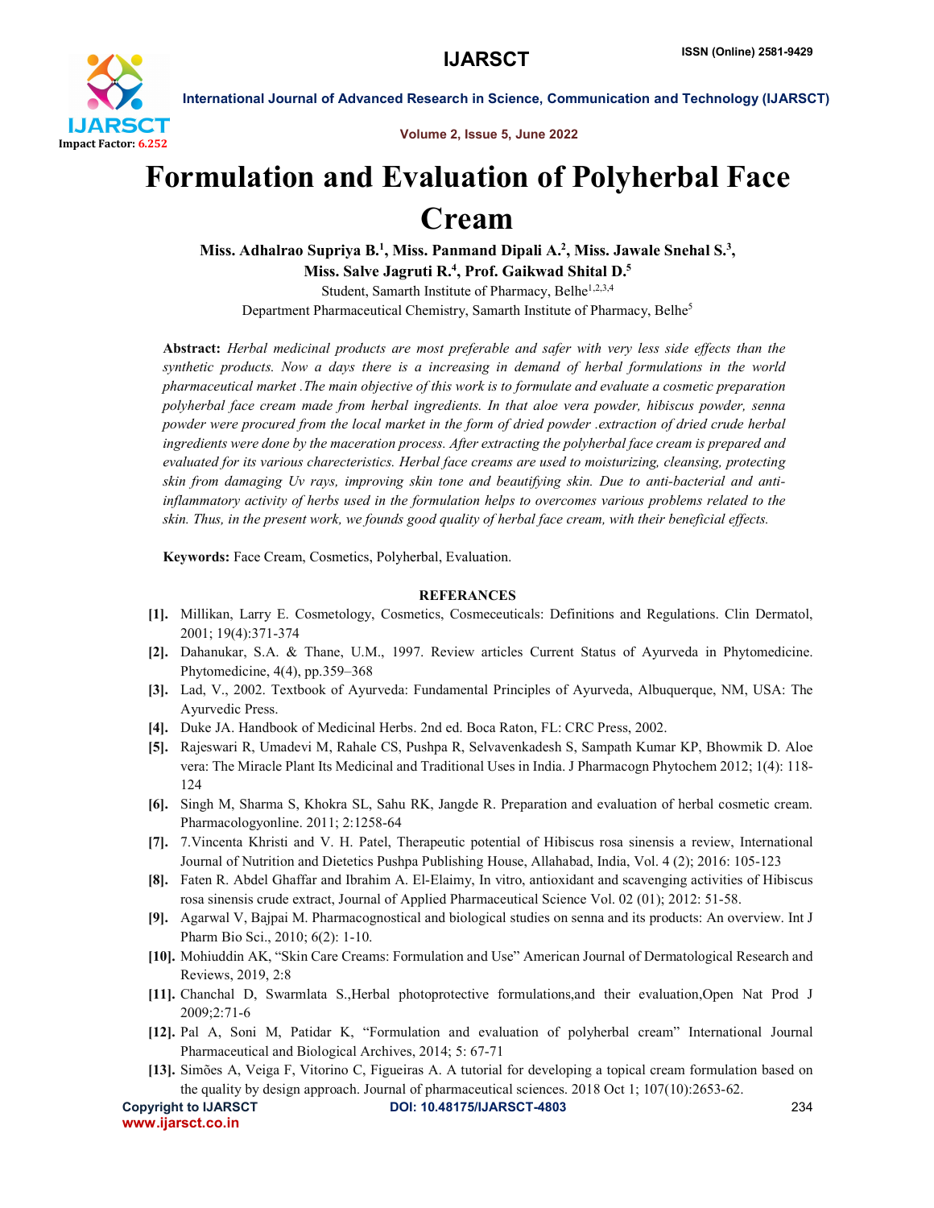# Formulation and Evaluation of Polyherbal Face Cream

**Miss. Adhalrao Supriya B.[1], Miss. Panmand Dipali A.[2], Miss. Jawale Snehal S.[3], Miss. Salve Jagruti R.[4], Prof. Gaikwad Shital D.[5]**

Student, Samarth Institute of Pharmacy, Belhe[1,2,3,4]

Department Pharmaceutical Chemistry, Samarth Institute of Pharmacy, Belhe[5]

**Abstract:** *Herbal medicinal products are most preferable and safer with very less side effects than the synthetic products. Now a days there is a increasing in demand of herbal formulations in the world pharmaceutical market .The main objective of this work is to formulate and evaluate a cosmetic preparation polyherbal face cream made from herbal ingredients. In that aloe vera powder, hibiscus powder, senna powder were procured from the local market in the form of dried powder .extraction of dried crude herbal ingredients were done by the maceration process. After extracting the polyherbal face cream is prepared and evaluated for its various charecteristics. Herbal face creams are used to moisturizing, cleansing, protecting skin from damaging Uv rays, improving skin tone and beautifying skin. Due to anti-bacterial and anti-inflammatory activity of herbs used in the formulation helps to overcomes various problems related to the skin. Thus, in the present work, we founds good quality of herbal face cream, with their beneficial effects.*

**Keywords:** Face Cream, Cosmetics, Polyherbal, Evaluation.

## REFERANCES

[1]. Millikan, Larry E. Cosmetology, Cosmetics, Cosmeceuticals: Definitions and Regulations. Clin Dermatol, 2001; 19(4):371-374

[2]. Dahanukar, S.A. & Thane, U.M., 1997. Review articles Current Status of Ayurveda in Phytomedicine. Phytomedicine, 4(4), pp.359–368

[3]. Lad, V., 2002. Textbook of Ayurveda: Fundamental Principles of Ayurveda, Albuquerque, NM, USA: The Ayurvedic Press.

[4]. Duke JA. Handbook of Medicinal Herbs. 2nd ed. Boca Raton, FL: CRC Press, 2002.

[5]. Rajeswari R, Umadevi M, Rahale CS, Pushpa R, Selvavenkadesh S, Sampath Kumar KP, Bhowmik D. Aloe vera: The Miracle Plant Its Medicinal and Traditional Uses in India. J Pharmacogn Phytochem 2012; 1(4): 118-124

[6]. Singh M, Sharma S, Khokra SL, Sahu RK, Jangde R. Preparation and evaluation of herbal cosmetic cream. Pharmacologyonline. 2011; 2:1258-64

[7]. 7.Vincenta Khristi and V. H. Patel, Therapeutic potential of Hibiscus rosa sinensis a review, International Journal of Nutrition and Dietetics Pushpa Publishing House, Allahabad, India, Vol. 4 (2); 2016: 105-123

[8]. Faten R. Abdel Ghaffar and Ibrahim A. El-Elaimy, In vitro, antioxidant and scavenging activities of Hibiscus rosa sinensis crude extract, Journal of Applied Pharmaceutical Science Vol. 02 (01); 2012: 51-58.

[9]. Agarwal V, Bajpai M. Pharmacognostical and biological studies on senna and its products: An overview. Int J Pharm Bio Sci., 2010; 6(2): 1-10.

[10]. Mohiuddin AK, "Skin Care Creams: Formulation and Use" American Journal of Dermatological Research and Reviews, 2019, 2:8

[11]. Chanchal D, Swarmlata S.,Herbal photoprotective formulations,and their evaluation,Open Nat Prod J 2009;2:71-6

[12]. Pal A, Soni M, Patidar K, "Formulation and evaluation of polyherbal cream" International Journal Pharmaceutical and Biological Archives, 2014; 5: 67-71

[13]. Simões A, Veiga F, Vitorino C, Figueiras A. A tutorial for developing a topical cream formulation based on the quality by design approach. Journal of pharmaceutical sciences. 2018 Oct 1; 107(10):2653-62.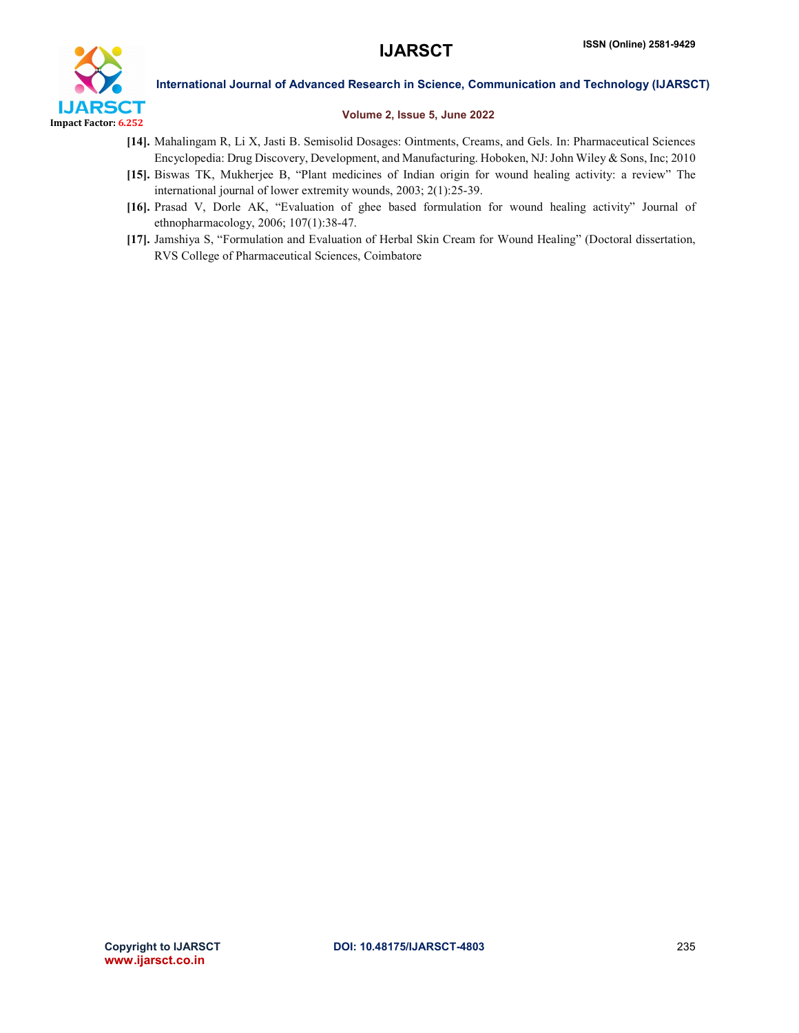[14]. Mahalingam R, Li X, Jasti B. Semisolid Dosages: Ointments, Creams, and Gels. In: Pharmaceutical Sciences Encyclopedia: Drug Discovery, Development, and Manufacturing. Hoboken, NJ: John Wiley & Sons, Inc; 2010

[15]. Biswas TK, Mukherjee B, "Plant medicines of Indian origin for wound healing activity: a review" The international journal of lower extremity wounds, 2003; 2(1):25-39.

[16]. Prasad V, Dorle AK, "Evaluation of ghee based formulation for wound healing activity" Journal of ethnopharmacology, 2006; 107(1):38-47.

[17]. Jamshiya S, "Formulation and Evaluation of Herbal Skin Cream for Wound Healing" (Doctoral dissertation, RVS College of Pharmaceutical Sciences, Coimbatore